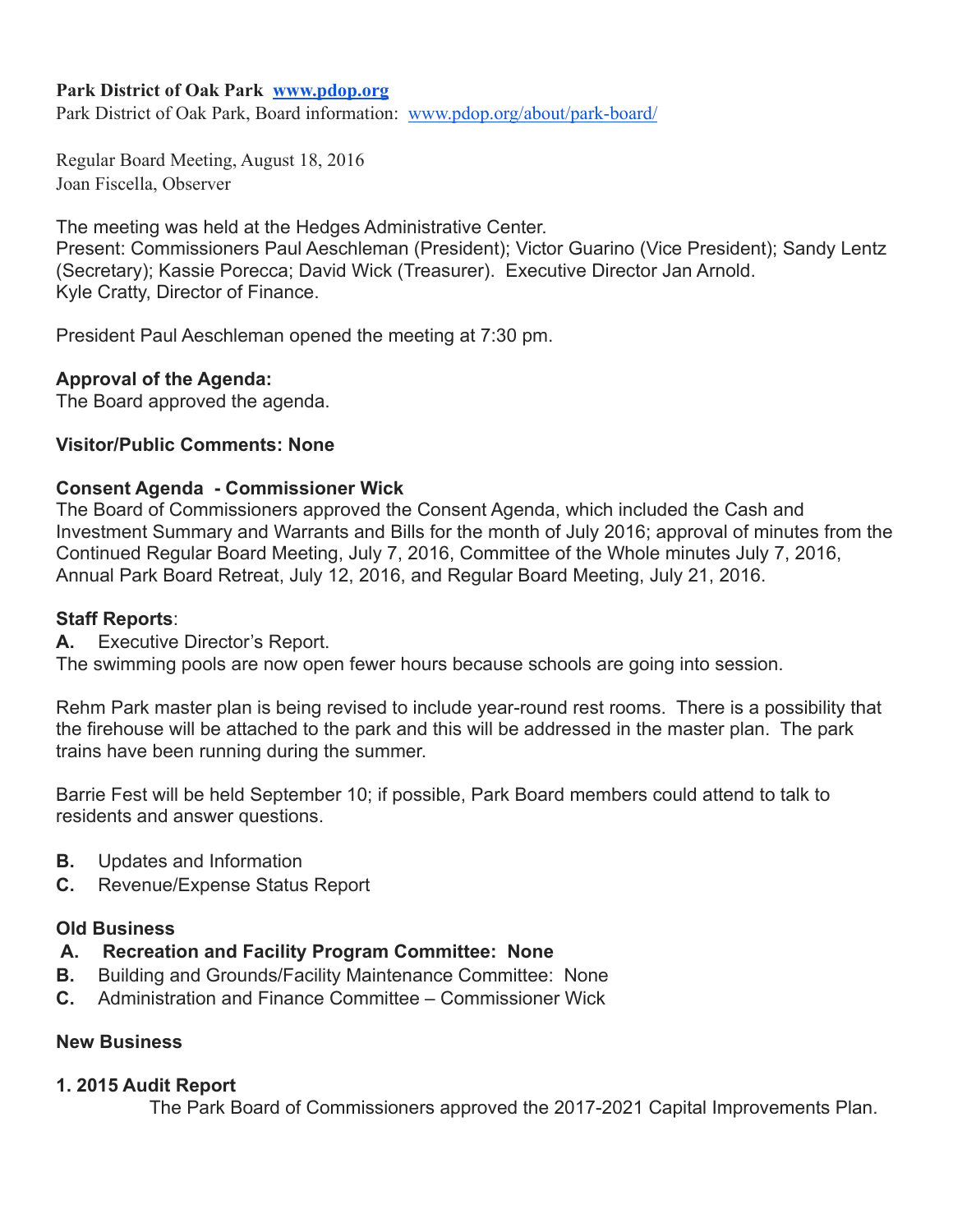**Park District of Oak Park** [www.pdop.org](http://www.pdop.org)
Park District of Oak Park, Board information: [www.pdop.org/about/park-board/](http://www.pdop.org/about/park-board/)

Regular Board Meeting, August 18, 2016
Joan Fiscella, Observer

The meeting was held at the Hedges Administrative Center.
Present: Commissioners Paul Aeschleman (President); Victor Guarino (Vice President); Sandy Lentz (Secretary); Kassie Porecca; David Wick (Treasurer). Executive Director Jan Arnold.
Kyle Cratty, Director of Finance.

President Paul Aeschleman opened the meeting at 7:30 pm.

**Approval of the Agenda:**
The Board approved the agenda.

**Visitor/Public Comments: None**

**Consent Agenda - Commissioner Wick**
The Board of Commissioners approved the Consent Agenda, which included the Cash and Investment Summary and Warrants and Bills for the month of July 2016; approval of minutes from the Continued Regular Board Meeting, July 7, 2016, Committee of the Whole minutes July 7, 2016, Annual Park Board Retreat, July 12, 2016, and Regular Board Meeting, July 21, 2016.

**Staff Reports**:

**A.** Executive Director's Report.
The swimming pools are now open fewer hours because schools are going into session.

Rehm Park master plan is being revised to include year-round rest rooms. There is a possibility that the firehouse will be attached to the park and this will be addressed in the master plan. The park trains have been running during the summer.

Barrie Fest will be held September 10; if possible, Park Board members could attend to talk to residents and answer questions.

**B.** Updates and Information
**C.** Revenue/Expense Status Report

**Old Business**

**A. Recreation and Facility Program Committee: None**
**B.** Building and Grounds/Facility Maintenance Committee: None
**C.** Administration and Finance Committee – Commissioner Wick

**New Business**

**1. 2015 Audit Report**

The Park Board of Commissioners approved the 2017-2021 Capital Improvements Plan.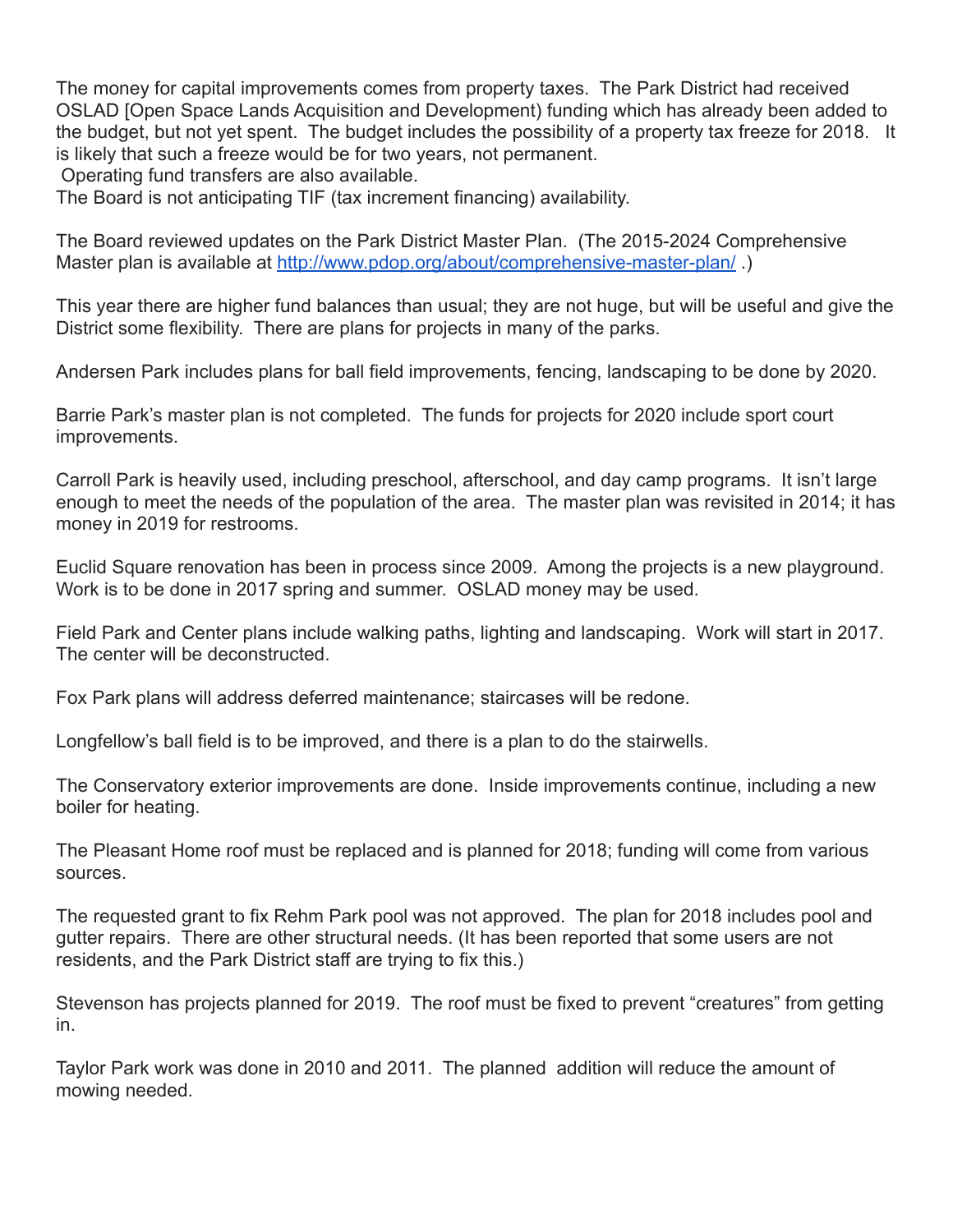The money for capital improvements comes from property taxes. The Park District had received OSLAD [Open Space Lands Acquisition and Development) funding which has already been added to the budget, but not yet spent. The budget includes the possibility of a property tax freeze for 2018. It is likely that such a freeze would be for two years, not permanent.

Operating fund transfers are also available.

The Board is not anticipating TIF (tax increment financing) availability.

The Board reviewed updates on the Park District Master Plan. (The 2015-2024 Comprehensive Master plan is available at [http://www.pdop.org/about/comprehensive-master-plan/](http://www.pdop.org/about/comprehensive-master-plan/) .)

This year there are higher fund balances than usual; they are not huge, but will be useful and give the District some flexibility. There are plans for projects in many of the parks.

Andersen Park includes plans for ball field improvements, fencing, landscaping to be done by 2020.

Barrie Park's master plan is not completed. The funds for projects for 2020 include sport court improvements.

Carroll Park is heavily used, including preschool, afterschool, and day camp programs. It isn't large enough to meet the needs of the population of the area. The master plan was revisited in 2014; it has money in 2019 for restrooms.

Euclid Square renovation has been in process since 2009. Among the projects is a new playground. Work is to be done in 2017 spring and summer. OSLAD money may be used.

Field Park and Center plans include walking paths, lighting and landscaping. Work will start in 2017. The center will be deconstructed.

Fox Park plans will address deferred maintenance; staircases will be redone.

Longfellow's ball field is to be improved, and there is a plan to do the stairwells.

The Conservatory exterior improvements are done. Inside improvements continue, including a new boiler for heating.

The Pleasant Home roof must be replaced and is planned for 2018; funding will come from various sources.

The requested grant to fix Rehm Park pool was not approved. The plan for 2018 includes pool and gutter repairs. There are other structural needs. (It has been reported that some users are not residents, and the Park District staff are trying to fix this.)

Stevenson has projects planned for 2019. The roof must be fixed to prevent "creatures" from getting in.

Taylor Park work was done in 2010 and 2011. The planned addition will reduce the amount of mowing needed.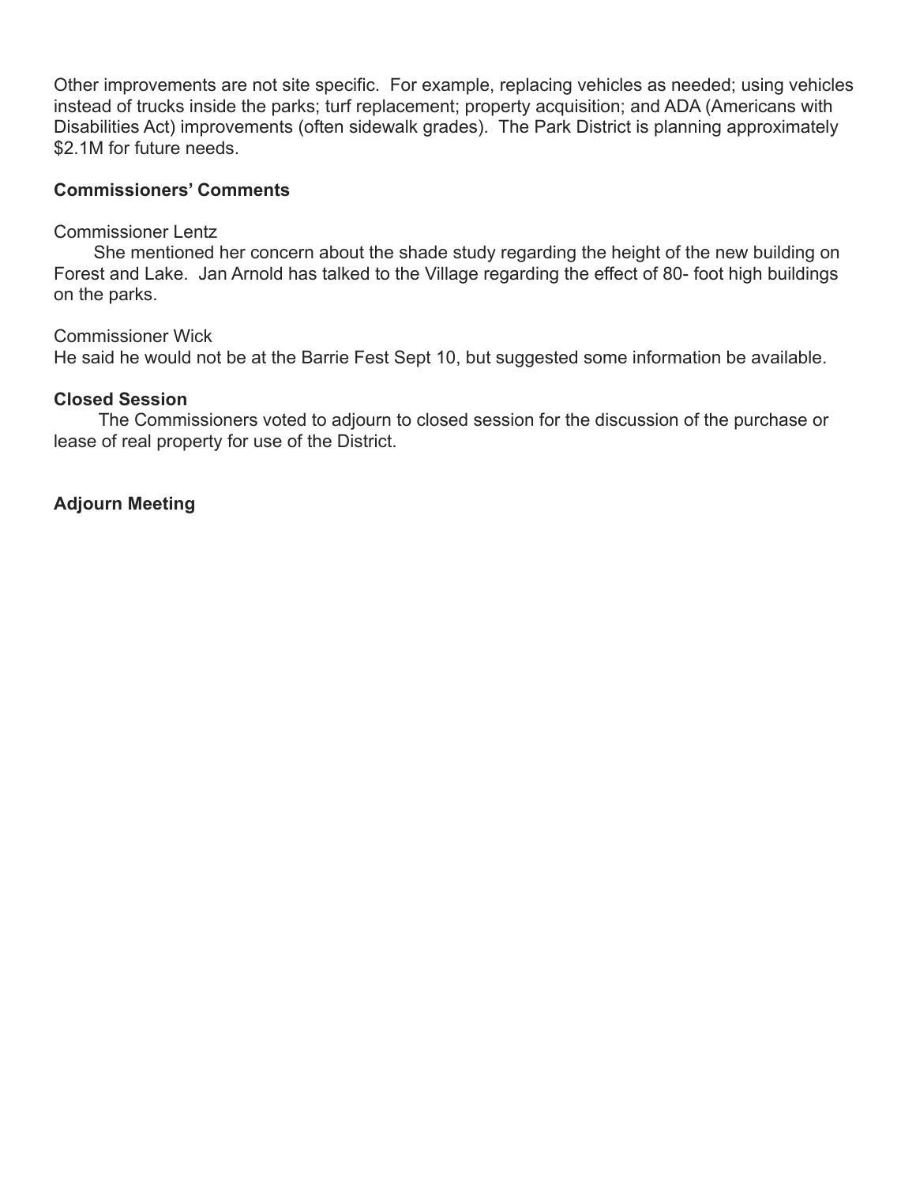Other improvements are not site specific. For example, replacing vehicles as needed; using vehicles instead of trucks inside the parks; turf replacement; property acquisition; and ADA (Americans with Disabilities Act) improvements (often sidewalk grades). The Park District is planning approximately $2.1M for future needs.

**Commissioners' Comments**

Commissioner Lentz

She mentioned her concern about the shade study regarding the height of the new building on Forest and Lake. Jan Arnold has talked to the Village regarding the effect of 80- foot high buildings on the parks.

Commissioner Wick

He said he would not be at the Barrie Fest Sept 10, but suggested some information be available.

**Closed Session**

The Commissioners voted to adjourn to closed session for the discussion of the purchase or lease of real property for use of the District.

**Adjourn Meeting**